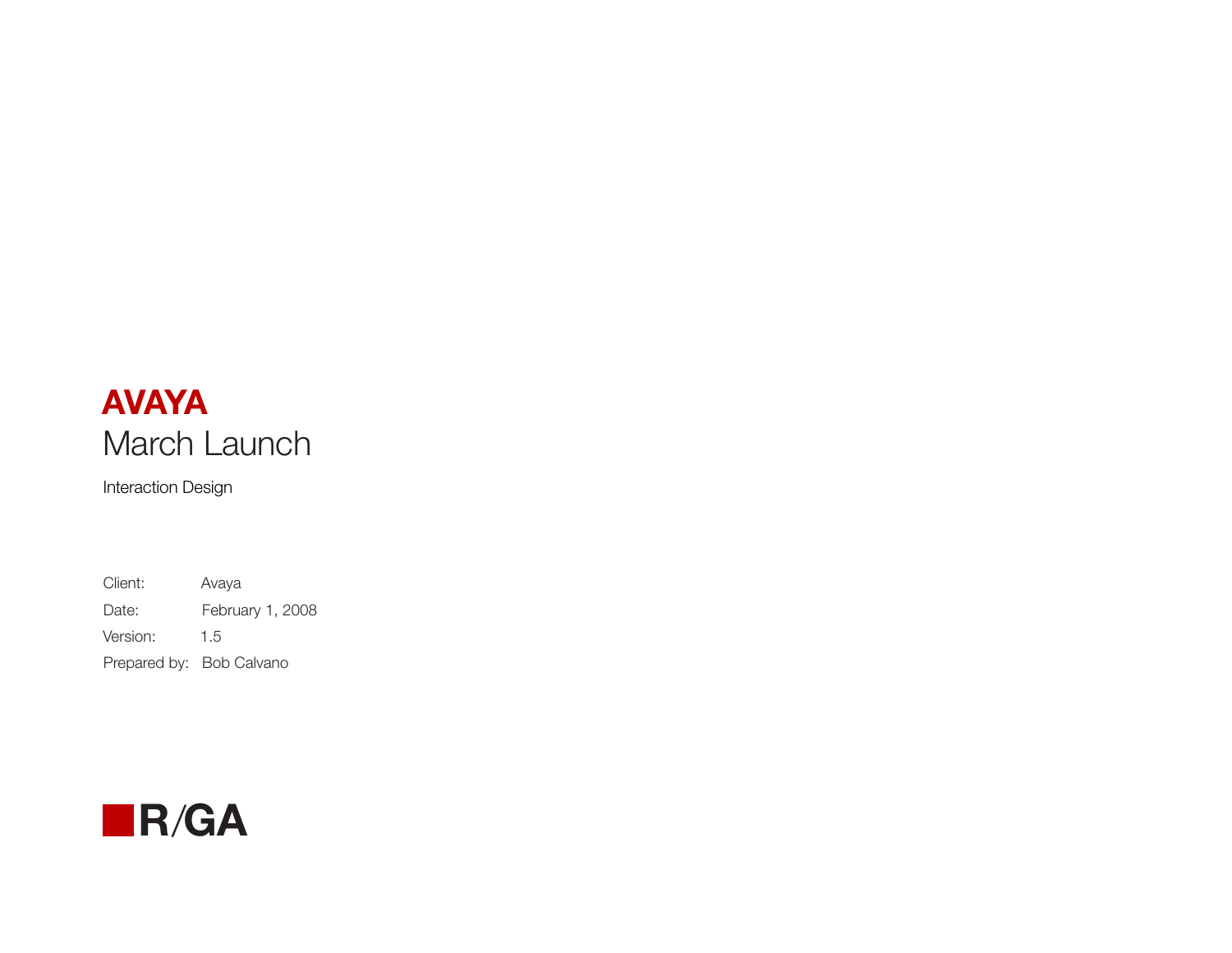# AVAYA

## March Launch

Interaction Design

| | |
|---|---|
| Client: | Avaya |
| Date: | February 1, 2008 |
| Version: | 1.5 |
| Prepared by: | Bob Calvano |

R/GA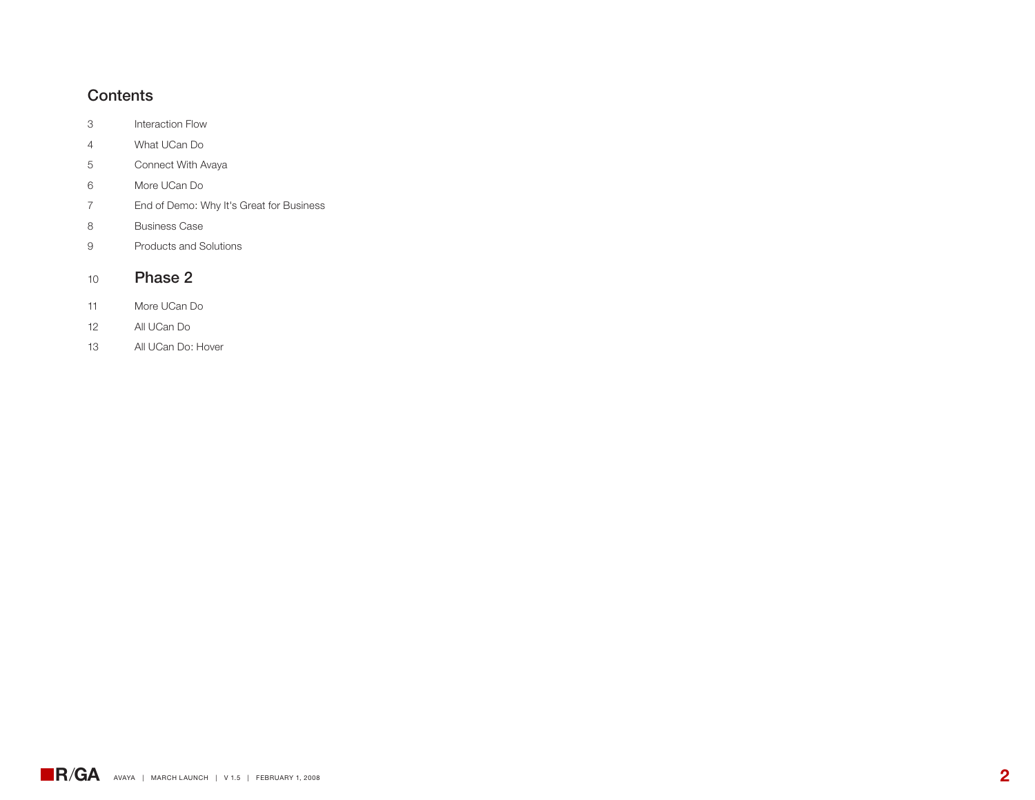## Contents

| | |
|---|---|
| 3 | Interaction Flow |
| 4 | What UCan Do |
| 5 | Connect With Avaya |
| 6 | More UCan Do |
| 7 | End of Demo: Why It's Great for Business |
| 8 | Business Case |
| 9 | Products and Solutions |
| 10 | **Phase 2** |
| 11 | More UCan Do |
| 12 | All UCan Do |
| 13 | All UCan Do: Hover |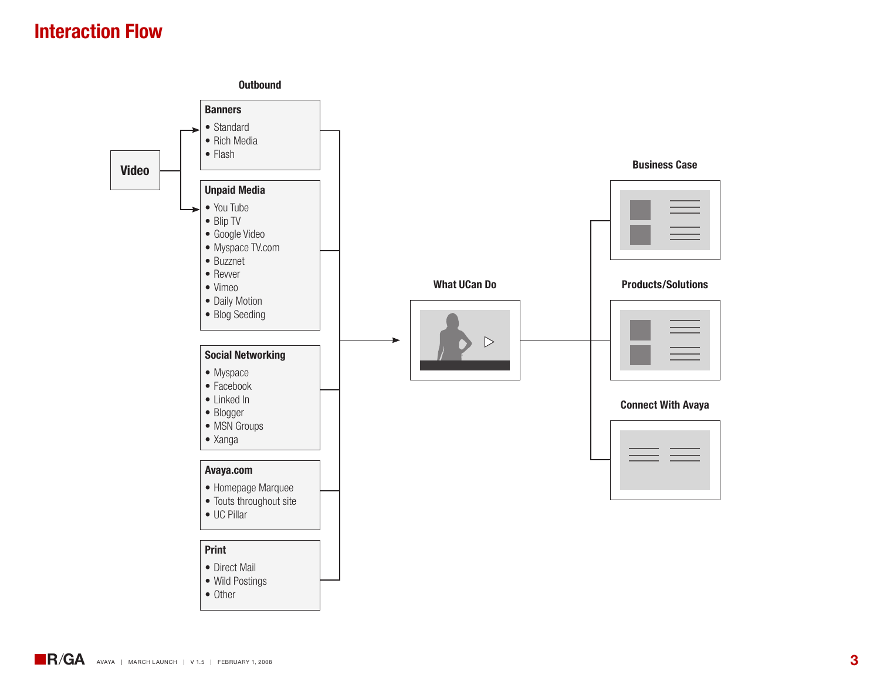# Interaction Flow

Video

**Outbound**

**Banners**
- Standard
- Rich Media
- Flash

**Unpaid Media**
- You Tube
- Blip TV
- Google Video
- Myspace TV.com
- Buzznet
- Revver
- Vimeo
- Daily Motion
- Blog Seeding

**Social Networking**
- Myspace
- Facebook
- Linked In
- Blogger
- MSN Groups
- Xanga

**Avaya.com**
- Homepage Marquee
- Touts throughout site
- UC Pillar

**Print**
- Direct Mail
- Wild Postings
- Other

What UCan Do

Business Case

Products/Solutions

Connect With Avaya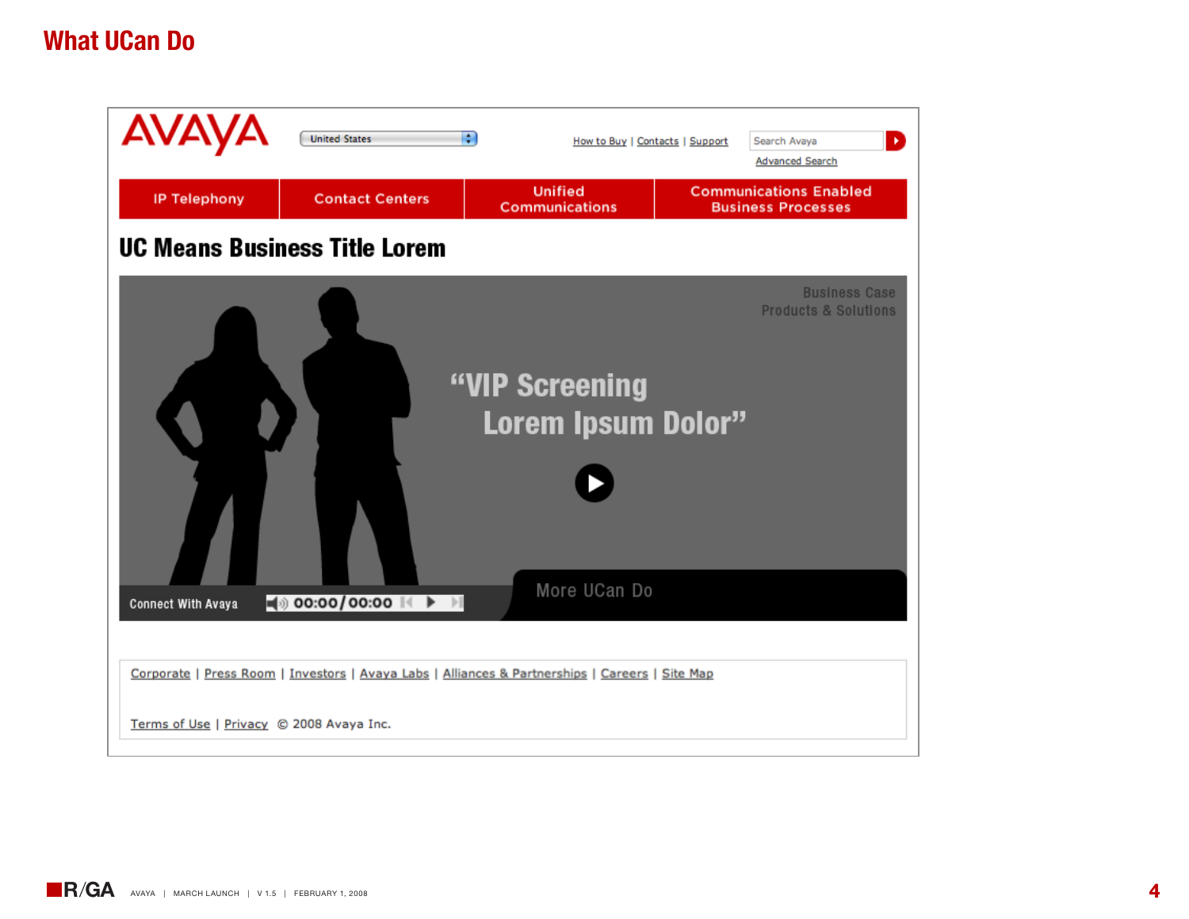# What UCan Do

AVAYA

United States

How to Buy | Contacts | Support

Search Avaya

Advanced Search

IP Telephony | Contact Centers | Unified Communications | Communications Enabled Business Processes

## UC Means Business Title Lorem

Business Case
Products & Solutions

"VIP Screening
Lorem Ipsum Dolor"

Connect With Avaya

00:00/00:00

More UCan Do

Corporate | Press Room | Investors | Avaya Labs | Alliances & Partnerships | Careers | Site Map

Terms of Use | Privacy © 2008 Avaya Inc.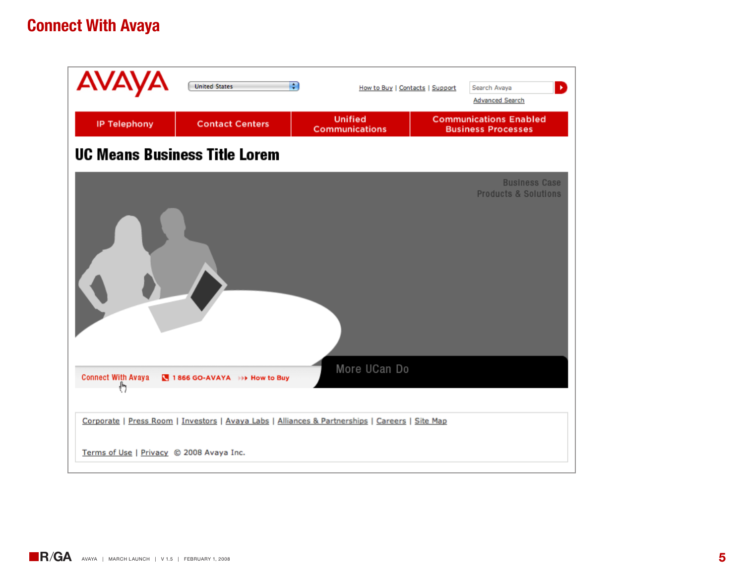# Connect With Avaya

AVAYA

United States

How to Buy | Contacts | Support

Search Avaya

Advanced Search

IP Telephony | Contact Centers | Unified Communications | Communications Enabled Business Processes

## UC Means Business Title Lorem

Business Case
Products & Solutions

Connect With Avaya   1 866 GO-AVAYA   How to Buy

More UCan Do

Corporate | Press Room | Investors | Avaya Labs | Alliances & Partnerships | Careers | Site Map

Terms of Use | Privacy © 2008 Avaya Inc.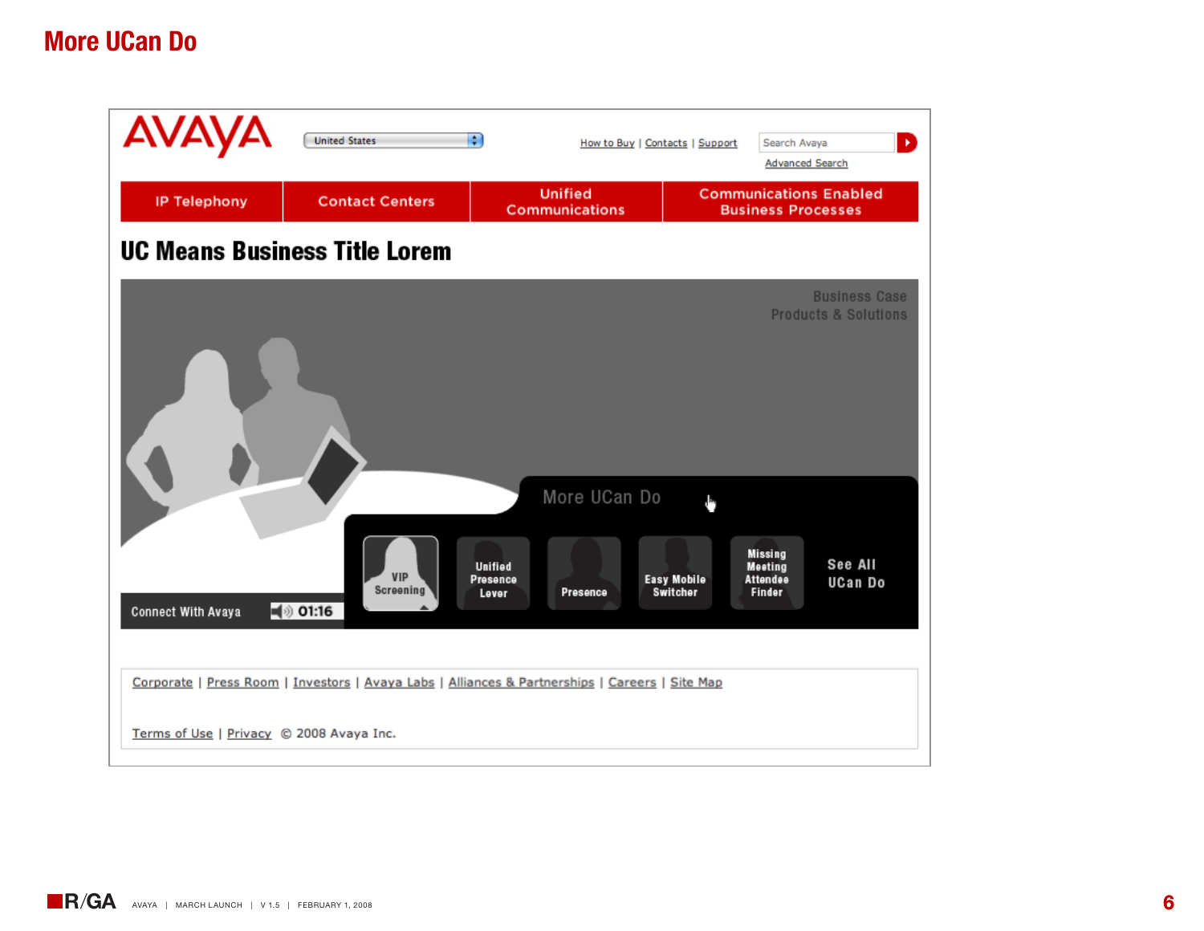# More UCan Do

AVAYA

United States

How to Buy | Contacts | Support

Search Avaya

Advanced Search

IP Telephony | Contact Centers | Unified Communications | Communications Enabled Business Processes

## UC Means Business Title Lorem

Business Case
Products & Solutions

More UCan Do

VIP Screening

Unified Presence Lever

Presence

Easy Mobile Switcher

Missing Meeting Attendee Finder

See All UCan Do

Connect With Avaya 01:16

Corporate | Press Room | Investors | Avaya Labs | Alliances & Partnerships | Careers | Site Map

Terms of Use | Privacy © 2008 Avaya Inc.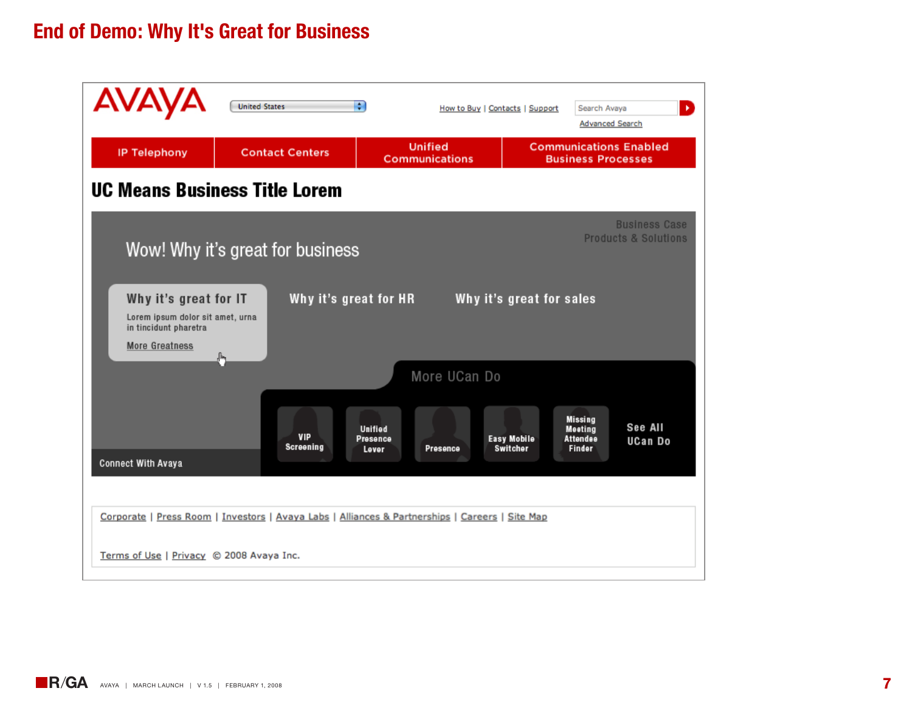# End of Demo: Why It's Great for Business

AVAYA

United States

How to Buy | Contacts | Support

Search Avaya

Advanced Search

IP Telephony | Contact Centers | Unified Communications | Communications Enabled Business Processes

## UC Means Business Title Lorem

Business Case
Products & Solutions

Wow! Why it's great for business

**Why it's great for IT**

Lorem ipsum dolor sit amet, urna in tincidunt pharetra

More Greatness

**Why it's great for HR**

**Why it's great for sales**

More UCan Do

VIP Screening

Unified Presence Lever

Presence

Easy Mobile Switcher

Missing Meeting Attendee Finder

See All UCan Do

Connect With Avaya

Corporate | Press Room | Investors | Avaya Labs | Alliances & Partnerships | Careers | Site Map

Terms of Use | Privacy © 2008 Avaya Inc.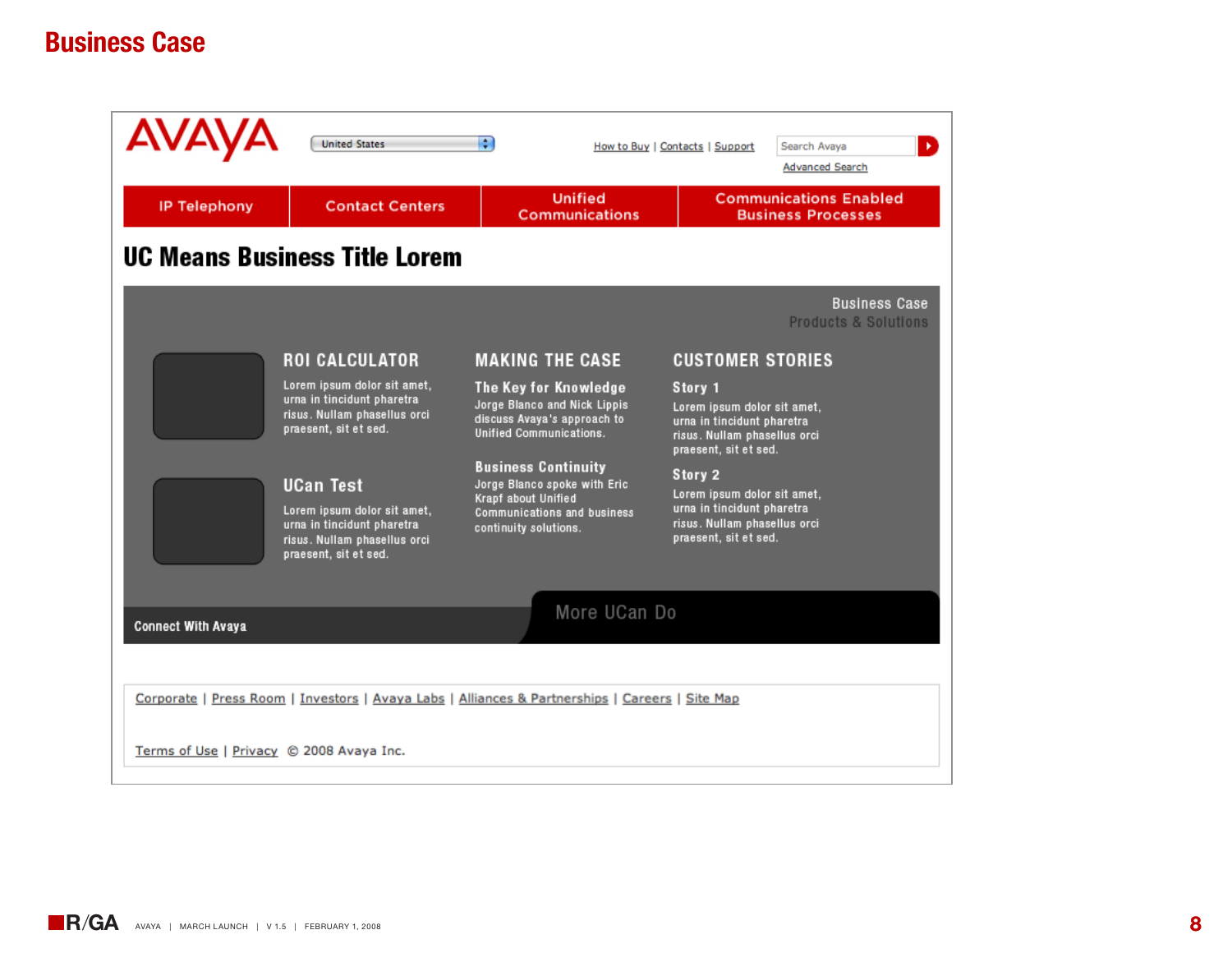# Business Case

AVAYA

United States

How to Buy | Contacts | Support

Search Avaya

Advanced Search

IP Telephony | Contact Centers | Unified Communications | Communications Enabled Business Processes

## UC Means Business Title Lorem

Business Case
Products & Solutions

### ROI CALCULATOR

Lorem ipsum dolor sit amet, urna in tincidunt pharetra risus. Nullam phasellus orci praesent, sit et sed.

### UCan Test

Lorem ipsum dolor sit amet, urna in tincidunt pharetra risus. Nullam phasellus orci praesent, sit et sed.

### MAKING THE CASE

**The Key for Knowledge**

Jorge Blanco and Nick Lippis discuss Avaya's approach to Unified Communications.

**Business Continuity**

Jorge Blanco spoke with Eric Krapf about Unified Communications and business continuity solutions.

### CUSTOMER STORIES

**Story 1**

Lorem ipsum dolor sit amet, urna in tincidunt pharetra risus. Nullam phasellus orci praesent, sit et sed.

**Story 2**

Lorem ipsum dolor sit amet, urna in tincidunt pharetra risus. Nullam phasellus orci praesent, sit et sed.

Connect With Avaya

More UCan Do

Corporate | Press Room | Investors | Avaya Labs | Alliances & Partnerships | Careers | Site Map

Terms of Use | Privacy © 2008 Avaya Inc.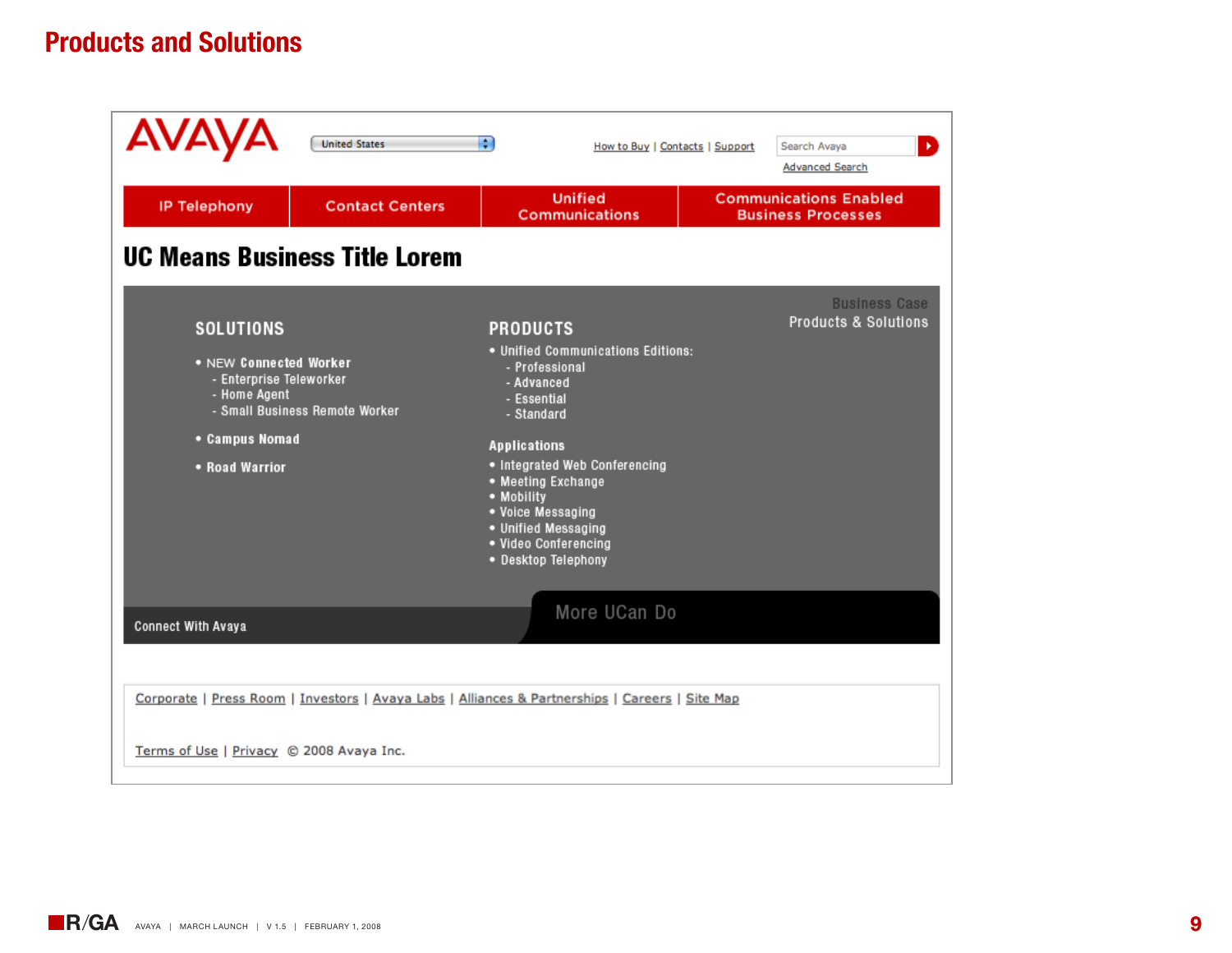# Products and Solutions

AVAYA

United States

How to Buy | Contacts | Support

Search Avaya

Advanced Search

IP Telephony | Contact Centers | Unified Communications | Communications Enabled Business Processes

## UC Means Business Title Lorem

Business Case

Products & Solutions

### SOLUTIONS

- NEW **Connected Worker**
  - Enterprise Teleworker
  - Home Agent
  - Small Business Remote Worker
- **Campus Nomad**
- **Road Warrior**

### PRODUCTS

- Unified Communications Editions:
  - Professional
  - Advanced
  - Essential
  - Standard

**Applications**

- Integrated Web Conferencing
- Meeting Exchange
- Mobility
- Voice Messaging
- Unified Messaging
- Video Conferencing
- Desktop Telephony

Connect With Avaya

More UCan Do

Corporate | Press Room | Investors | Avaya Labs | Alliances & Partnerships | Careers | Site Map

Terms of Use | Privacy © 2008 Avaya Inc.

R/GA AVAYA | MARCH LAUNCH | V 1.5 | FEBRUARY 1, 2008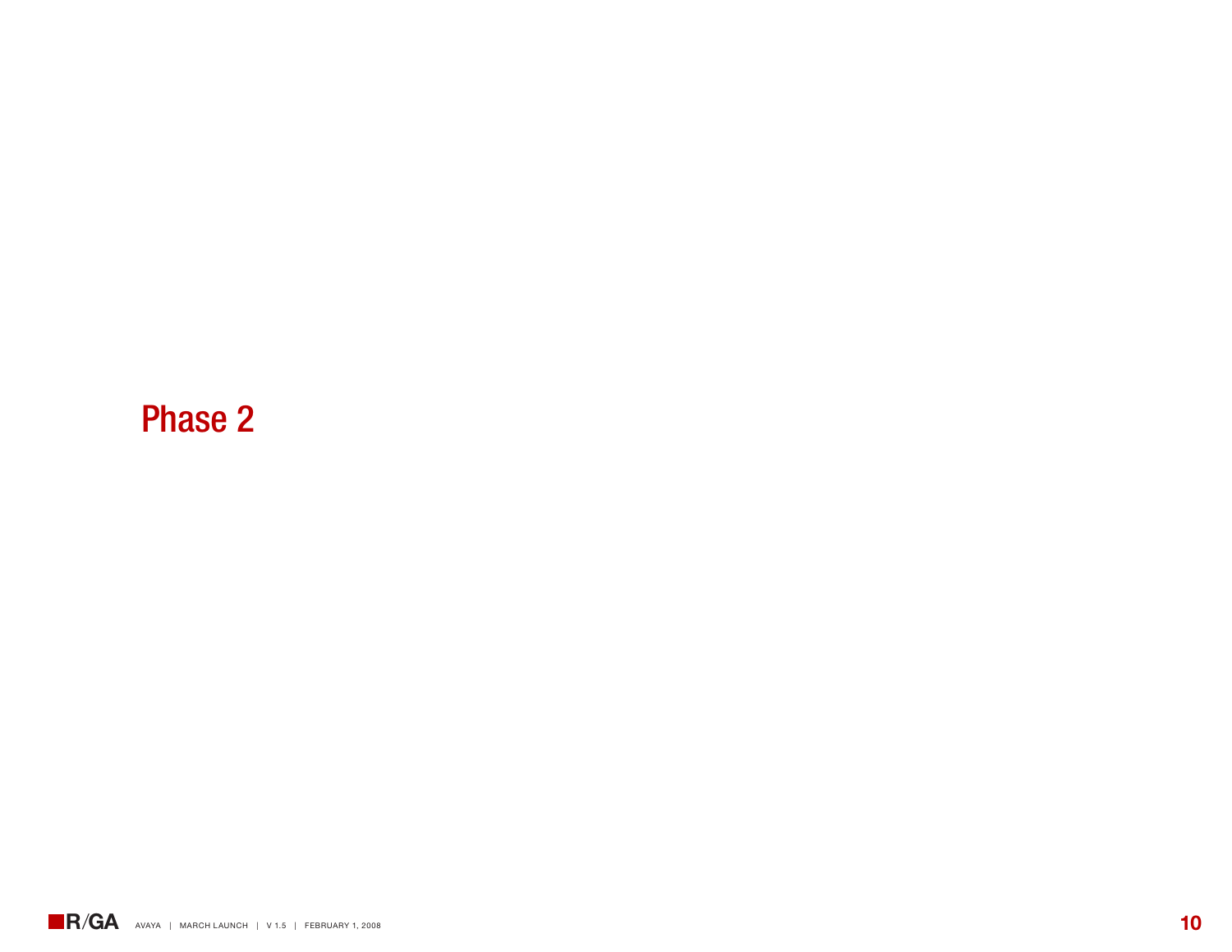# Phase 2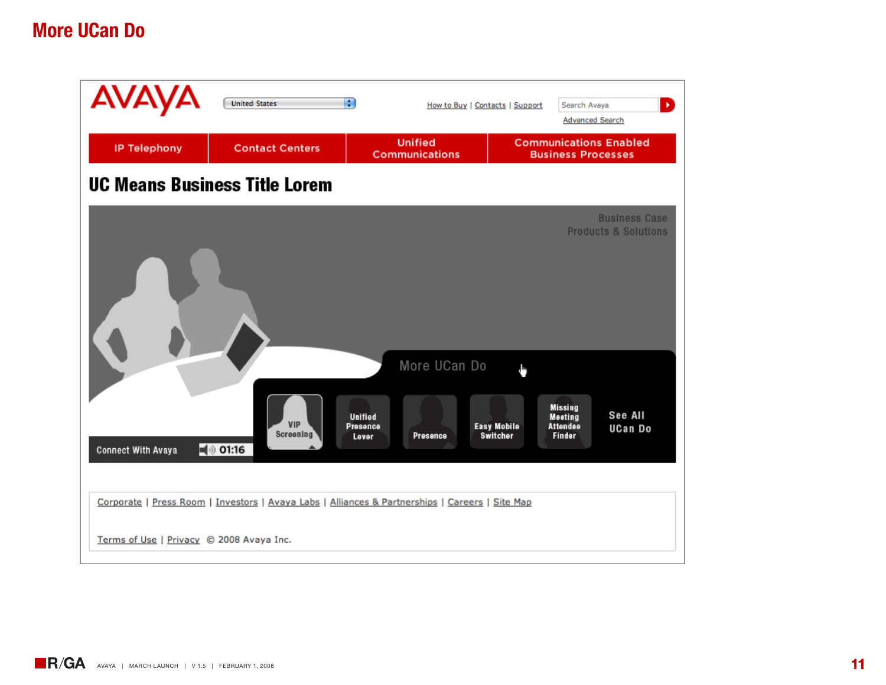# More UCan Do

AVAYA

United States

How to Buy | Contacts | Support

Search Avaya

Advanced Search

IP Telephony | Contact Centers | Unified Communications | Communications Enabled Business Processes

## UC Means Business Title Lorem

Business Case
Products & Solutions

More UCan Do

VIP Screening

Unified Presence Lever

Presence

Easy Mobile Switcher

Missing Meeting Attendee Finder

See All UCan Do

Connect With Avaya 01:16

Corporate | Press Room | Investors | Avaya Labs | Alliances & Partnerships | Careers | Site Map

Terms of Use | Privacy © 2008 Avaya Inc.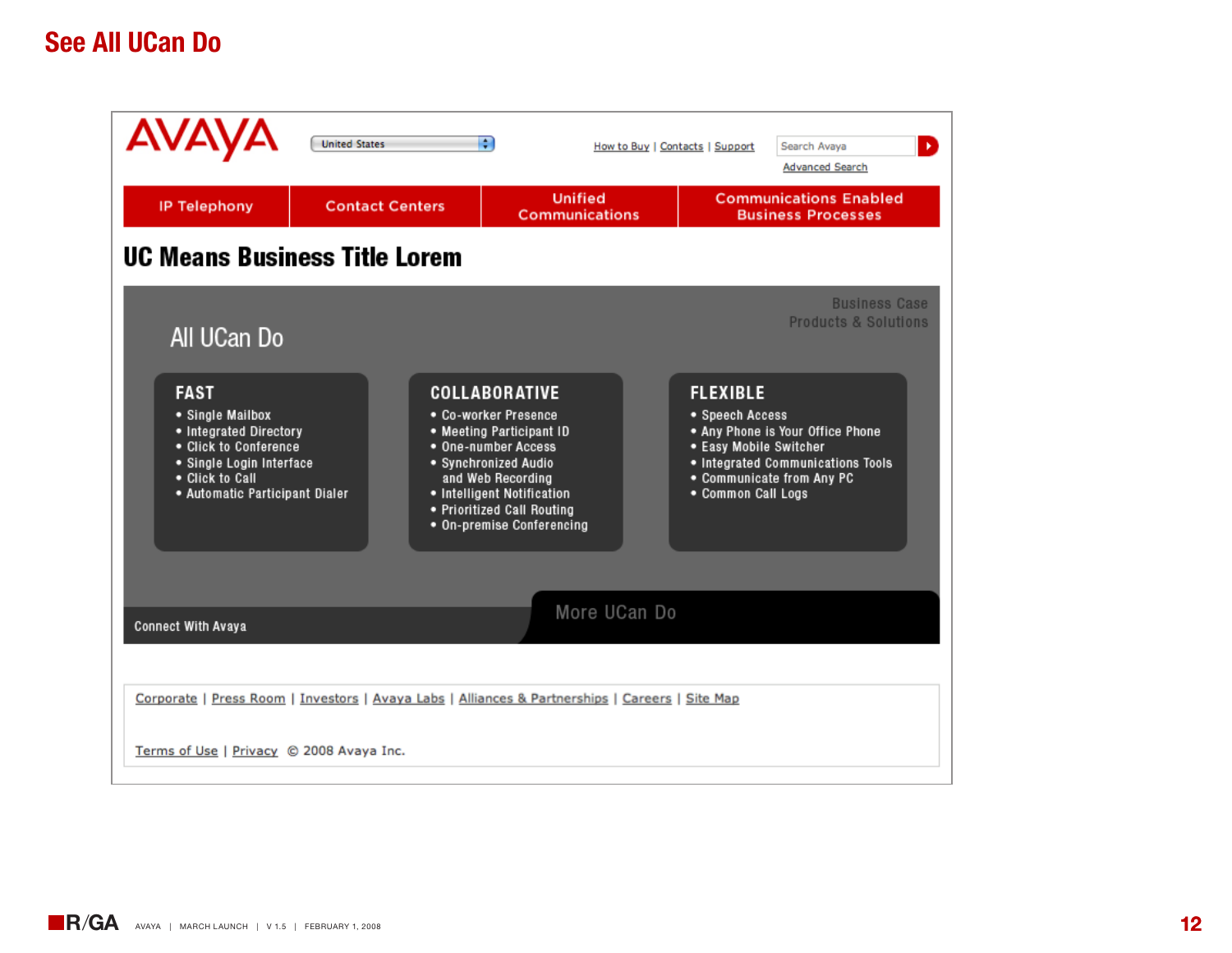# See All UCan Do

AVAYA

United States

How to Buy | Contacts | Support

Search Avaya

Advanced Search

IP Telephony | Contact Centers | Unified Communications | Communications Enabled Business Processes

## UC Means Business Title Lorem

Business Case
Products & Solutions

### All UCan Do

**FAST**

- Single Mailbox
- Integrated Directory
- Click to Conference
- Single Login Interface
- Click to Call
- Automatic Participant Dialer

**COLLABORATIVE**

- Co-worker Presence
- Meeting Participant ID
- One-number Access
- Synchronized Audio and Web Recording
- Intelligent Notification
- Prioritized Call Routing
- On-premise Conferencing

**FLEXIBLE**

- Speech Access
- Any Phone is Your Office Phone
- Easy Mobile Switcher
- Integrated Communications Tools
- Communicate from Any PC
- Common Call Logs

Connect With Avaya

More UCan Do

Corporate | Press Room | Investors | Avaya Labs | Alliances & Partnerships | Careers | Site Map

Terms of Use | Privacy © 2008 Avaya Inc.

R/GA AVAYA | MARCH LAUNCH | V 1.5 | FEBRUARY 1, 2008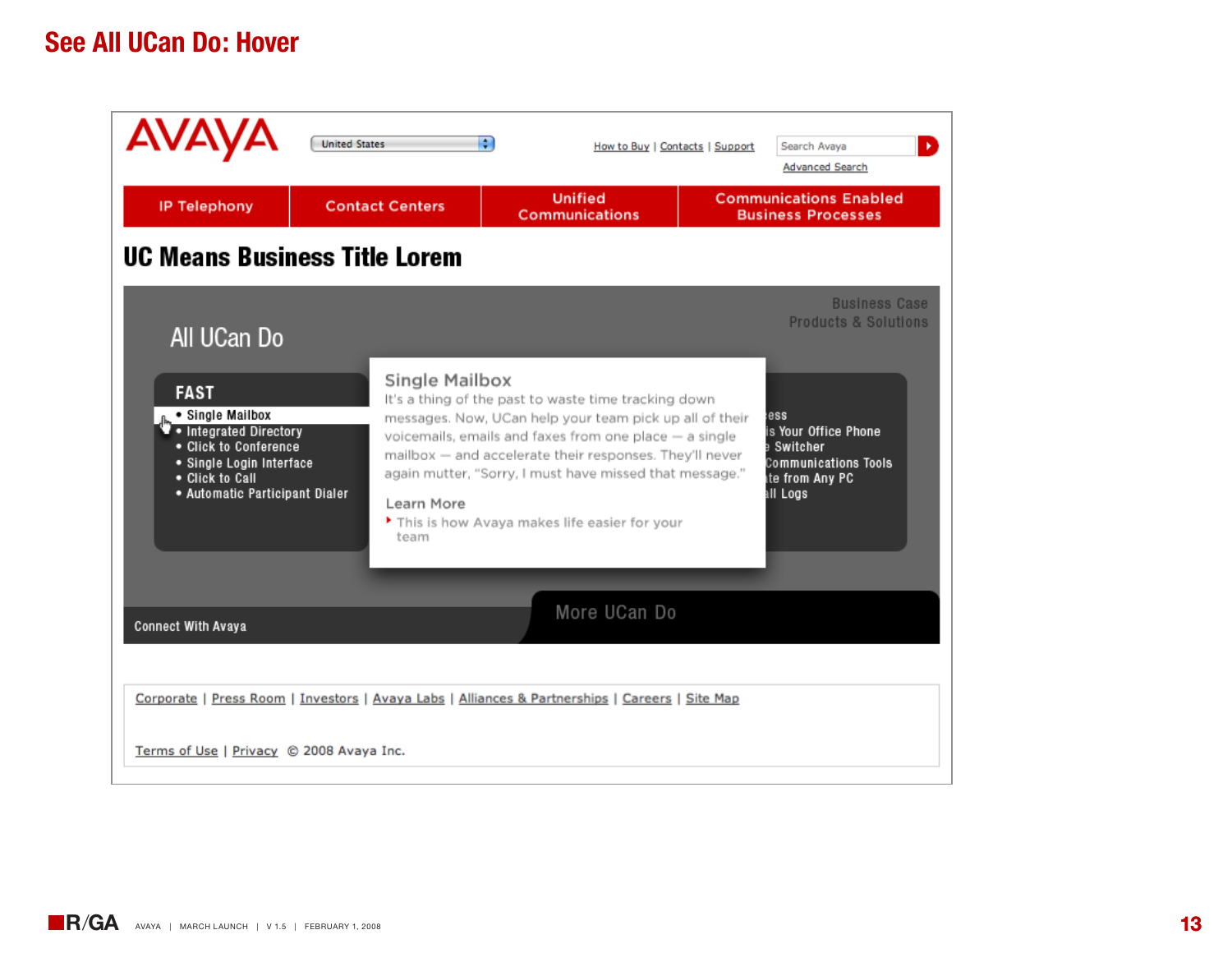# See All UCan Do: Hover

AVAYA

United States

How to Buy | Contacts | Support

Search Avaya

Advanced Search

IP Telephony | Contact Centers | Unified Communications | Communications Enabled Business Processes

## UC Means Business Title Lorem

Business Case

Products & Solutions

All UCan Do

**FAST**

- Single Mailbox
- Integrated Directory
- Click to Conference
- Single Login Interface
- Click to Call
- Automatic Participant Dialer

### Single Mailbox

It's a thing of the past to waste time tracking down messages. Now, UCan help your team pick up all of their voicemails, emails and faxes from one place — a single mailbox — and accelerate their responses. They'll never again mutter, "Sorry, I must have missed that message."

Learn More

- This is how Avaya makes life easier for your team

...ess

...is Your Office Phone

...e Switcher

...Communications Tools

...te from Any PC

...all Logs

Connect With Avaya

More UCan Do

Corporate | Press Room | Investors | Avaya Labs | Alliances & Partnerships | Careers | Site Map

Terms of Use | Privacy © 2008 Avaya Inc.

R/GA AVAYA | MARCH LAUNCH | V 1.5 | FEBRUARY 1, 2008